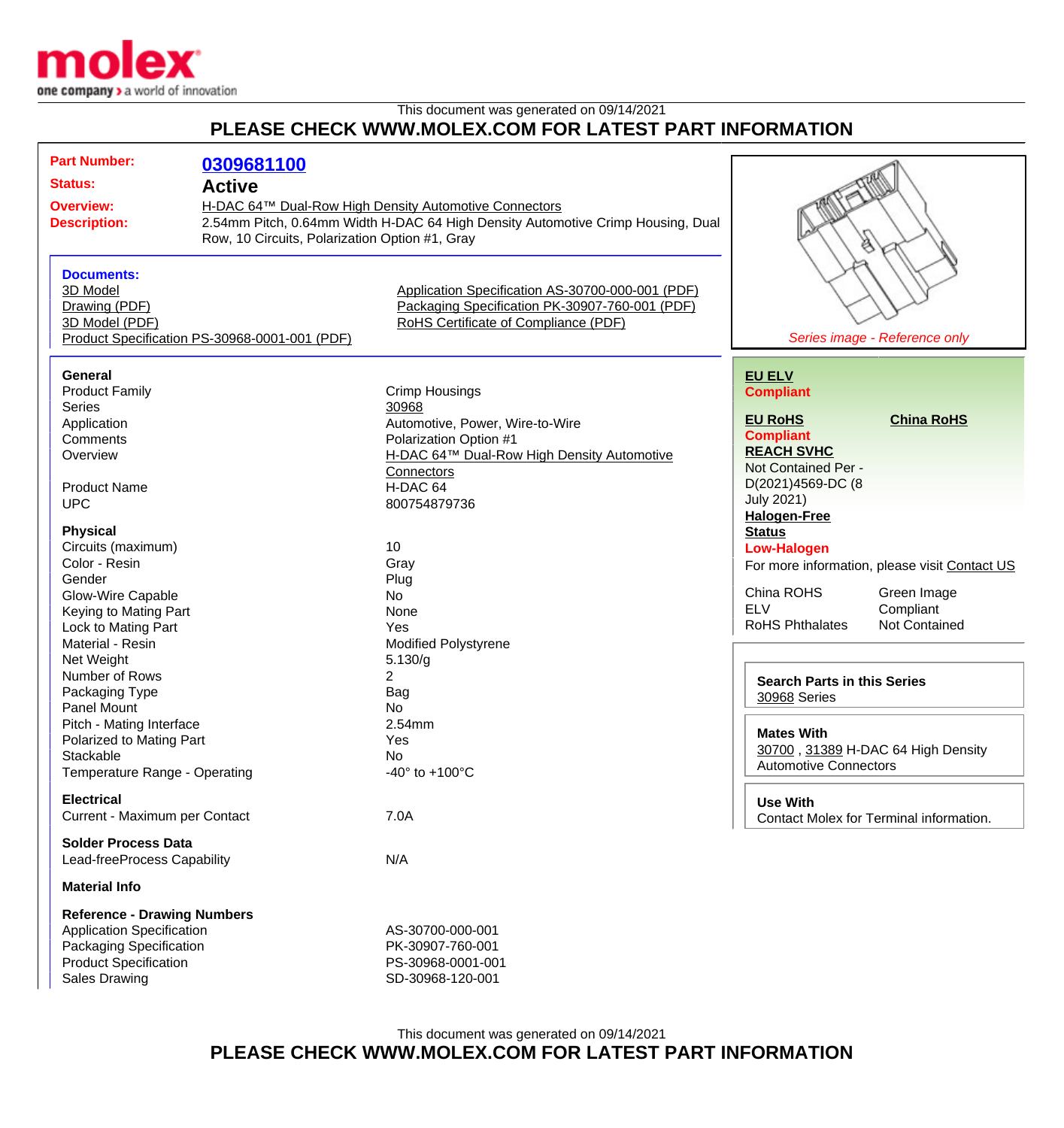This document was generated on 09/14/2021

## PLEASE CHECK WWW.MOLEX.COM FOR LATEST PART INFORMATION

**Part Number:** 0309681100

**Status:** Active

**Overview:** H-DAC 64™ Dual-Row High Density Automotive Connectors

**Description:** 2.54mm Pitch, 0.64mm Width H-DAC 64 High Density Automotive Crimp Housing, Dual Row, 10 Circuits, Polarization Option #1, Gray

*Series image - Reference only*

**Documents:**

- 3D Model
- Drawing (PDF)
- 3D Model (PDF)
- Product Specification PS-30968-0001-001 (PDF)
- Application Specification AS-30700-000-001 (PDF)
- Packaging Specification PK-30907-760-001 (PDF)
- RoHS Certificate of Compliance (PDF)

### General

| | |
|---|---|
| Product Family | Crimp Housings |
| Series | 30968 |
| Application | Automotive, Power, Wire-to-Wire |
| Comments | Polarization Option #1 |
| Overview | H-DAC 64™ Dual-Row High Density Automotive Connectors |
| Product Name | H-DAC 64 |
| UPC | 800754879736 |

### Physical

| | |
|---|---|
| Circuits (maximum) | 10 |
| Color - Resin | Gray |
| Gender | Plug |
| Glow-Wire Capable | No |
| Keying to Mating Part | None |
| Lock to Mating Part | Yes |
| Material - Resin | Modified Polystyrene |
| Net Weight | 5.130/g |
| Number of Rows | 2 |
| Packaging Type | Bag |
| Panel Mount | No |
| Pitch - Mating Interface | 2.54mm |
| Polarized to Mating Part | Yes |
| Stackable | No |
| Temperature Range - Operating | -40° to +100°C |

### Electrical

| | |
|---|---|
| Current - Maximum per Contact | 7.0A |

### Solder Process Data

| | |
|---|---|
| Lead-freeProcess Capability | N/A |

### Material Info

### Reference - Drawing Numbers

| | |
|---|---|
| Application Specification | AS-30700-000-001 |
| Packaging Specification | PK-30907-760-001 |
| Product Specification | PS-30968-0001-001 |
| Sales Drawing | SD-30968-120-001 |

**EU ELV**
**Compliant**

**EU RoHS**
**Compliant**

**China RoHS**

**REACH SVHC**
Not Contained Per - D(2021)4569-DC (8 July 2021)

**Halogen-Free Status**
**Low-Halogen**

For more information, please visit Contact US

| | |
|---|---|
| China ROHS | Green Image |
| ELV | Compliant |
| RoHS Phthalates | Not Contained |

**Search Parts in this Series**
30968 Series

**Mates With**
30700 , 31389 H-DAC 64 High Density Automotive Connectors

**Use With**
Contact Molex for Terminal information.

This document was generated on 09/14/2021

## PLEASE CHECK WWW.MOLEX.COM FOR LATEST PART INFORMATION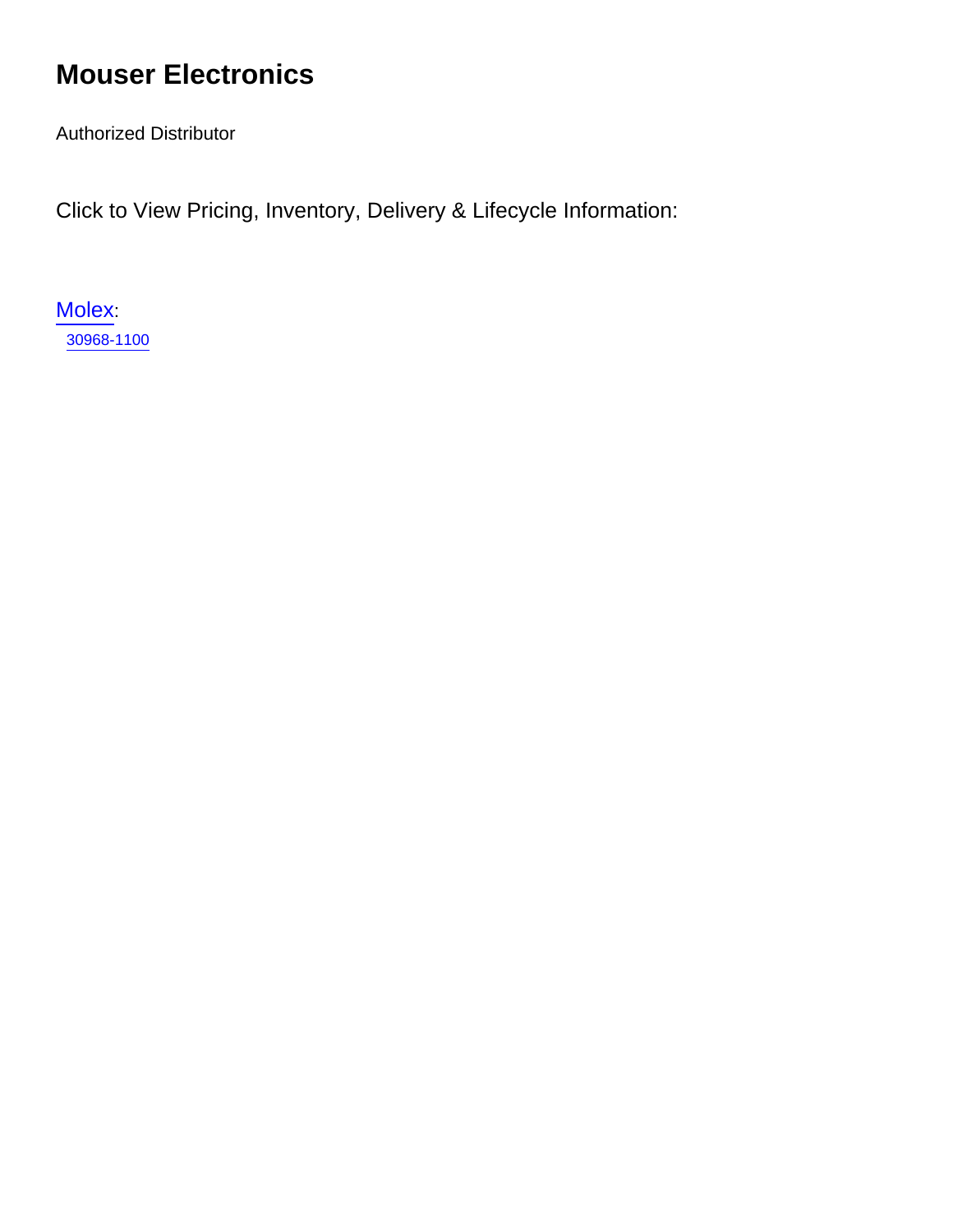# Mouser Electronics

Authorized Distributor

Click to View Pricing, Inventory, Delivery & Lifecycle Information:

Molex:

30968-1100